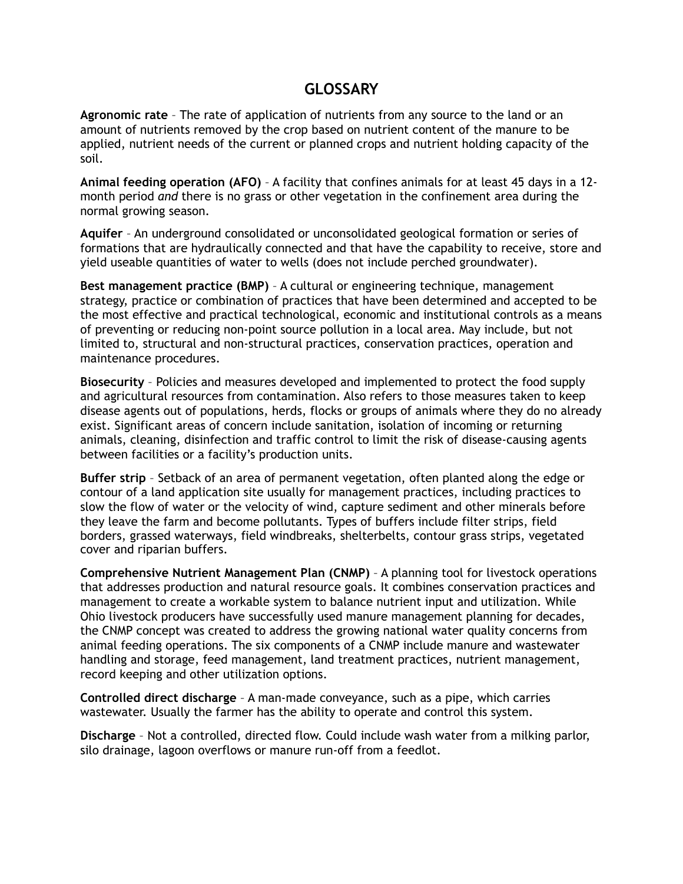# GLOSSARY

**Agronomic rate** – The rate of application of nutrients from any source to the land or an amount of nutrients removed by the crop based on nutrient content of the manure to be applied, nutrient needs of the current or planned crops and nutrient holding capacity of the soil.

**Animal feeding operation (AFO)** – A facility that confines animals for at least 45 days in a 12-month period *and* there is no grass or other vegetation in the confinement area during the normal growing season.

**Aquifer** – An underground consolidated or unconsolidated geological formation or series of formations that are hydraulically connected and that have the capability to receive, store and yield useable quantities of water to wells (does not include perched groundwater).

**Best management practice (BMP)** – A cultural or engineering technique, management strategy, practice or combination of practices that have been determined and accepted to be the most effective and practical technological, economic and institutional controls as a means of preventing or reducing non-point source pollution in a local area. May include, but not limited to, structural and non-structural practices, conservation practices, operation and maintenance procedures.

**Biosecurity** – Policies and measures developed and implemented to protect the food supply and agricultural resources from contamination. Also refers to those measures taken to keep disease agents out of populations, herds, flocks or groups of animals where they do no already exist. Significant areas of concern include sanitation, isolation of incoming or returning animals, cleaning, disinfection and traffic control to limit the risk of disease-causing agents between facilities or a facility's production units.

**Buffer strip** – Setback of an area of permanent vegetation, often planted along the edge or contour of a land application site usually for management practices, including practices to slow the flow of water or the velocity of wind, capture sediment and other minerals before they leave the farm and become pollutants. Types of buffers include filter strips, field borders, grassed waterways, field windbreaks, shelterbelts, contour grass strips, vegetated cover and riparian buffers.

**Comprehensive Nutrient Management Plan (CNMP)** – A planning tool for livestock operations that addresses production and natural resource goals. It combines conservation practices and management to create a workable system to balance nutrient input and utilization. While Ohio livestock producers have successfully used manure management planning for decades, the CNMP concept was created to address the growing national water quality concerns from animal feeding operations. The six components of a CNMP include manure and wastewater handling and storage, feed management, land treatment practices, nutrient management, record keeping and other utilization options.

**Controlled direct discharge** – A man-made conveyance, such as a pipe, which carries wastewater. Usually the farmer has the ability to operate and control this system.

**Discharge** – Not a controlled, directed flow. Could include wash water from a milking parlor, silo drainage, lagoon overflows or manure run-off from a feedlot.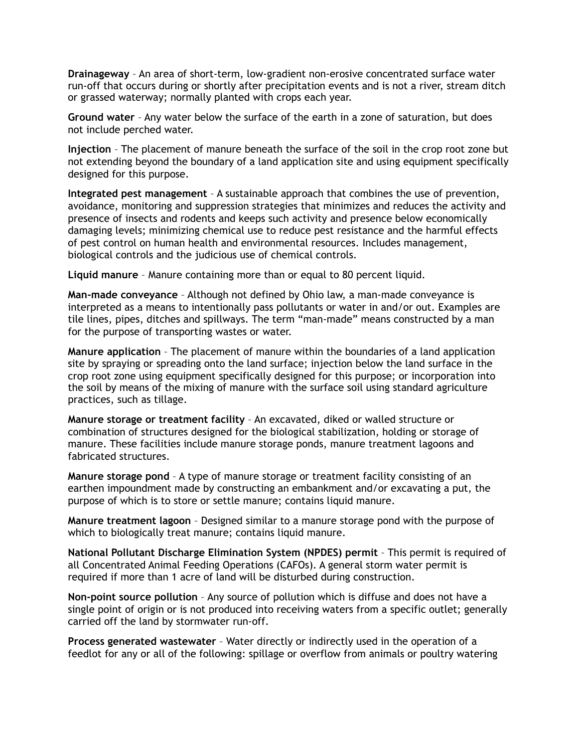**Drainageway** – An area of short-term, low-gradient non-erosive concentrated surface water run-off that occurs during or shortly after precipitation events and is not a river, stream ditch or grassed waterway; normally planted with crops each year.

**Ground water** – Any water below the surface of the earth in a zone of saturation, but does not include perched water.

**Injection** – The placement of manure beneath the surface of the soil in the crop root zone but not extending beyond the boundary of a land application site and using equipment specifically designed for this purpose.

**Integrated pest management** – A sustainable approach that combines the use of prevention, avoidance, monitoring and suppression strategies that minimizes and reduces the activity and presence of insects and rodents and keeps such activity and presence below economically damaging levels; minimizing chemical use to reduce pest resistance and the harmful effects of pest control on human health and environmental resources. Includes management, biological controls and the judicious use of chemical controls.

**Liquid manure** – Manure containing more than or equal to 80 percent liquid.

**Man-made conveyance** – Although not defined by Ohio law, a man-made conveyance is interpreted as a means to intentionally pass pollutants or water in and/or out. Examples are tile lines, pipes, ditches and spillways. The term "man-made" means constructed by a man for the purpose of transporting wastes or water.

**Manure application** – The placement of manure within the boundaries of a land application site by spraying or spreading onto the land surface; injection below the land surface in the crop root zone using equipment specifically designed for this purpose; or incorporation into the soil by means of the mixing of manure with the surface soil using standard agriculture practices, such as tillage.

**Manure storage or treatment facility** – An excavated, diked or walled structure or combination of structures designed for the biological stabilization, holding or storage of manure. These facilities include manure storage ponds, manure treatment lagoons and fabricated structures.

**Manure storage pond** – A type of manure storage or treatment facility consisting of an earthen impoundment made by constructing an embankment and/or excavating a put, the purpose of which is to store or settle manure; contains liquid manure.

**Manure treatment lagoon** – Designed similar to a manure storage pond with the purpose of which to biologically treat manure; contains liquid manure.

**National Pollutant Discharge Elimination System (NPDES) permit** – This permit is required of all Concentrated Animal Feeding Operations (CAFOs). A general storm water permit is required if more than 1 acre of land will be disturbed during construction.

**Non-point source pollution** – Any source of pollution which is diffuse and does not have a single point of origin or is not produced into receiving waters from a specific outlet; generally carried off the land by stormwater run-off.

**Process generated wastewater** – Water directly or indirectly used in the operation of a feedlot for any or all of the following: spillage or overflow from animals or poultry watering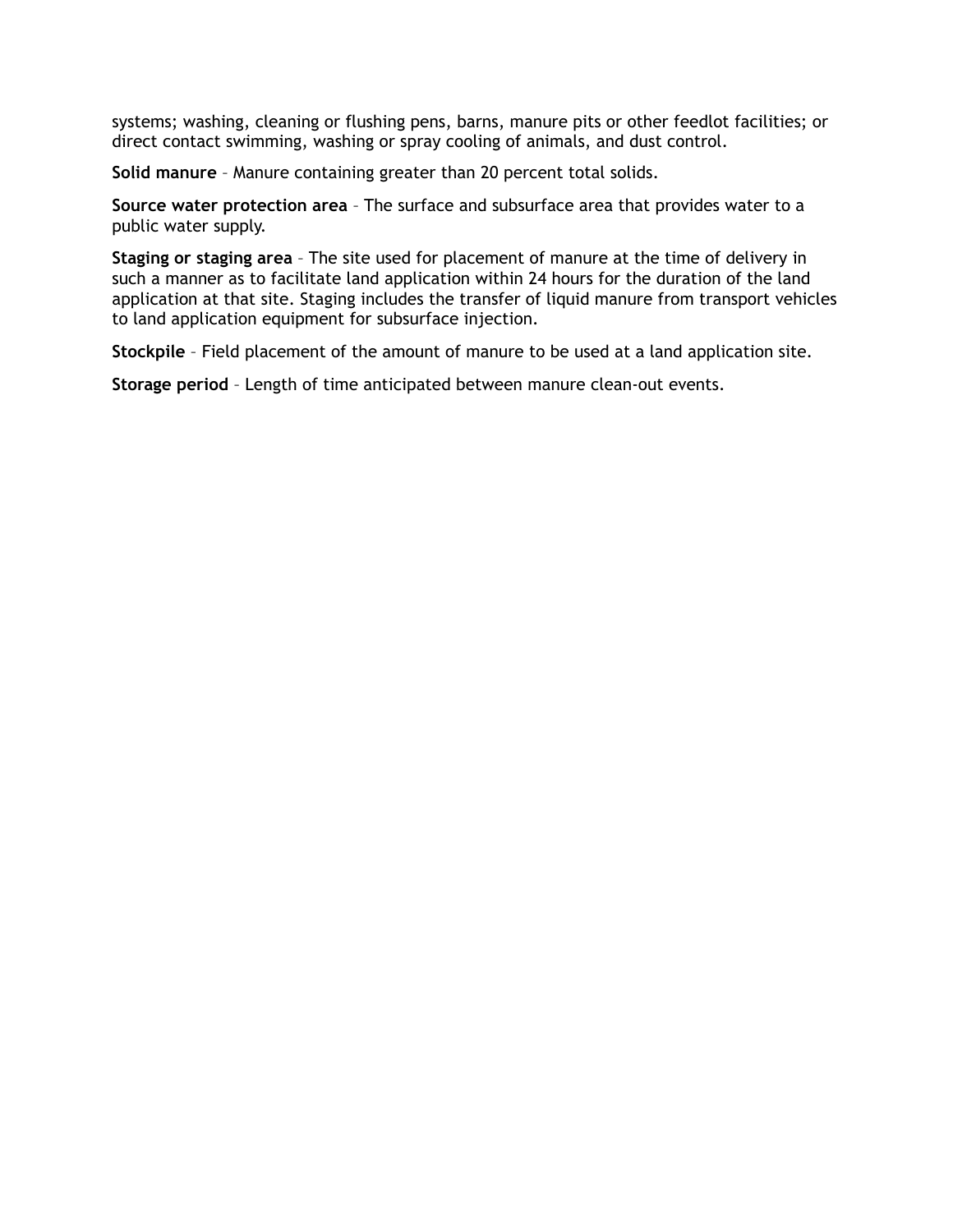systems; washing, cleaning or flushing pens, barns, manure pits or other feedlot facilities; or direct contact swimming, washing or spray cooling of animals, and dust control.

**Solid manure** – Manure containing greater than 20 percent total solids.

**Source water protection area** – The surface and subsurface area that provides water to a public water supply.

**Staging or staging area** – The site used for placement of manure at the time of delivery in such a manner as to facilitate land application within 24 hours for the duration of the land application at that site. Staging includes the transfer of liquid manure from transport vehicles to land application equipment for subsurface injection.

**Stockpile** – Field placement of the amount of manure to be used at a land application site.

**Storage period** – Length of time anticipated between manure clean-out events.